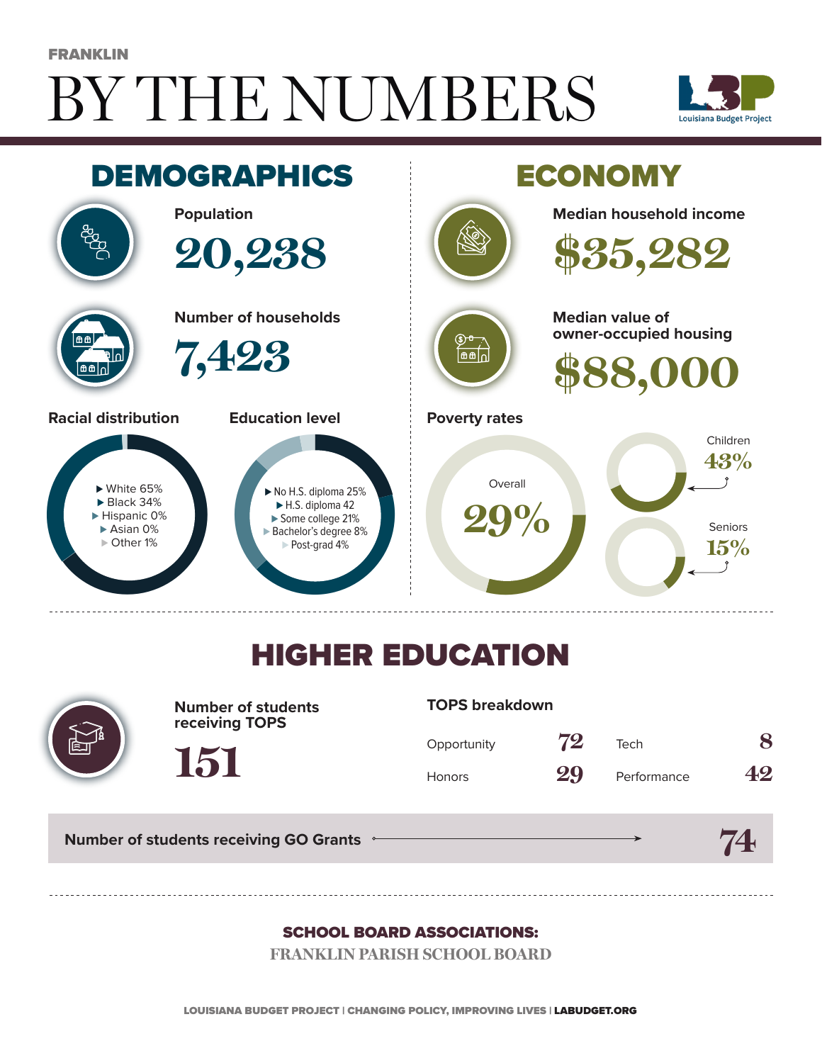FRANKLIN

# BY THE NUMBERS

Louisiana Budget Project

## DEMOGRAPHICS

**Population**

20,238

**Number of households**

7,423

**Racial distribution**

- White 65%
- Black 34%
- Hispanic 0%
- Asian 0%
- Other 1%

**Education level**

- No H.S. diploma 25%
- H.S. diploma 42
- Some college 21%
- Bachelor's degree 8%
- Post-grad 4%

## ECONOMY

**Median household income**

$35,282

**Median value of owner-occupied housing**

$88,000

**Poverty rates**

Overall 29%

Children 43%

Seniors 15%

## HIGHER EDUCATION

**Number of students receiving TOPS**

151

**TOPS breakdown**

| | | | |
|---|---|---|---|
| Opportunity | 72 | Tech | 8 |
| Honors | 29 | Performance | 42 |

**Number of students receiving GO Grants** 74

**SCHOOL BOARD ASSOCIATIONS:**

FRANKLIN PARISH SCHOOL BOARD

LOUISIANA BUDGET PROJECT | CHANGING POLICY, IMPROVING LIVES | LABUDGET.ORG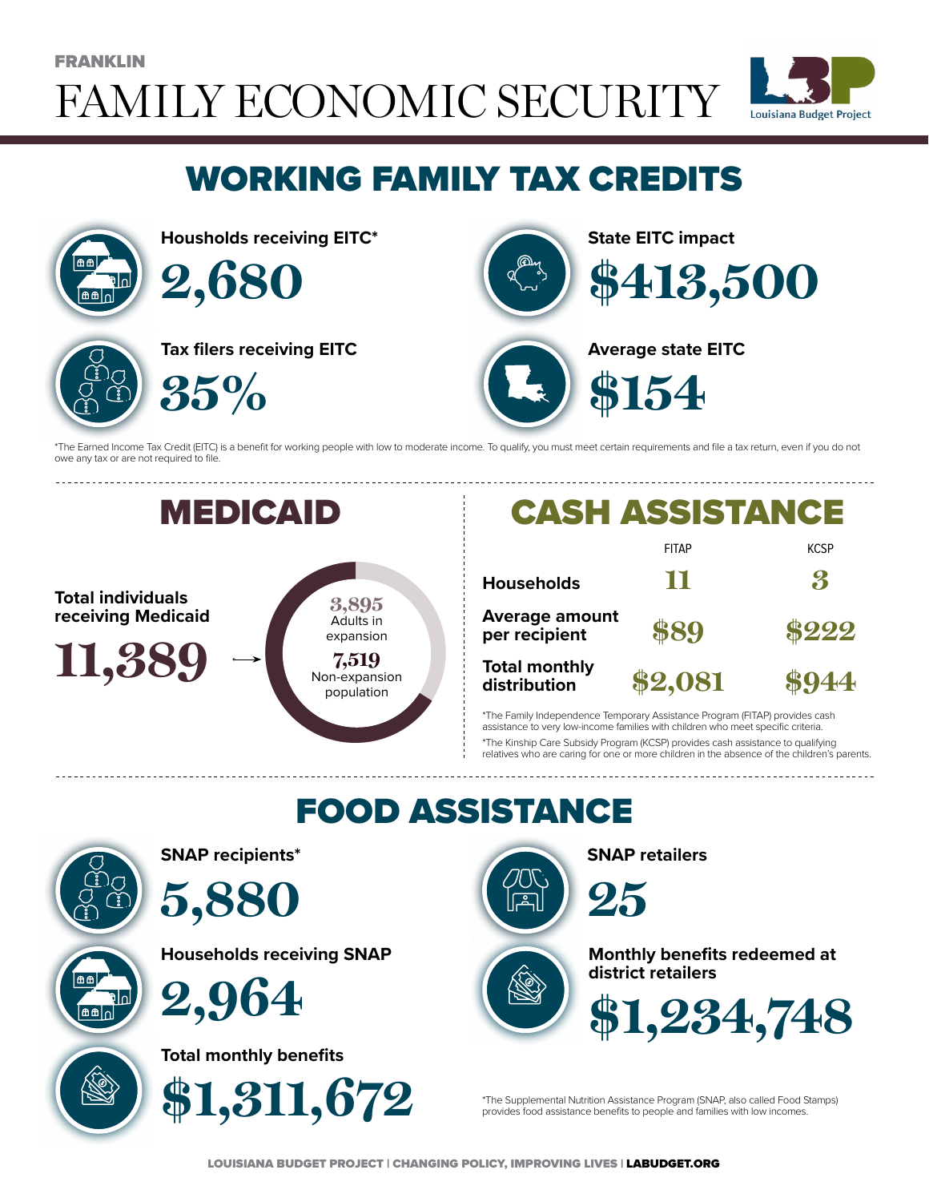FRANKLIN

# FAMILY ECONOMIC SECURITY

Louisiana Budget Project

## WORKING FAMILY TAX CREDITS

**Households receiving EITC***

2,680

**State EITC impact**

$413,500

**Tax filers receiving EITC**

35%

**Average state EITC**

$154

*The Earned Income Tax Credit (EITC) is a benefit for working people with low to moderate income. To qualify, you must meet certain requirements and file a tax return, even if you do not owe any tax or are not required to file.

## MEDICAID

**Total individuals receiving Medicaid**

11,389

3,895
Adults in expansion

7,519
Non-expansion population

## CASH ASSISTANCE

| | FITAP | KCSP |
|---|---|---|
| **Households** | 11 | 3 |
| **Average amount per recipient** | $89 | $222 |
| **Total monthly distribution** | $2,081 | $944 |

*The Family Independence Temporary Assistance Program (FITAP) provides cash assistance to very low-income families with children who meet specific criteria.

*The Kinship Care Subsidy Program (KCSP) provides cash assistance to qualifying relatives who are caring for one or more children in the absence of the children's parents.

## FOOD ASSISTANCE

**SNAP recipients***

5,880

**Households receiving SNAP**

2,964

**Total monthly benefits**

$1,311,672

**SNAP retailers**

25

**Monthly benefits redeemed at district retailers**

$1,234,748

*The Supplemental Nutrition Assistance Program (SNAP, also called Food Stamps) provides food assistance benefits to people and families with low incomes.

LOUISIANA BUDGET PROJECT | CHANGING POLICY, IMPROVING LIVES | LABUDGET.ORG